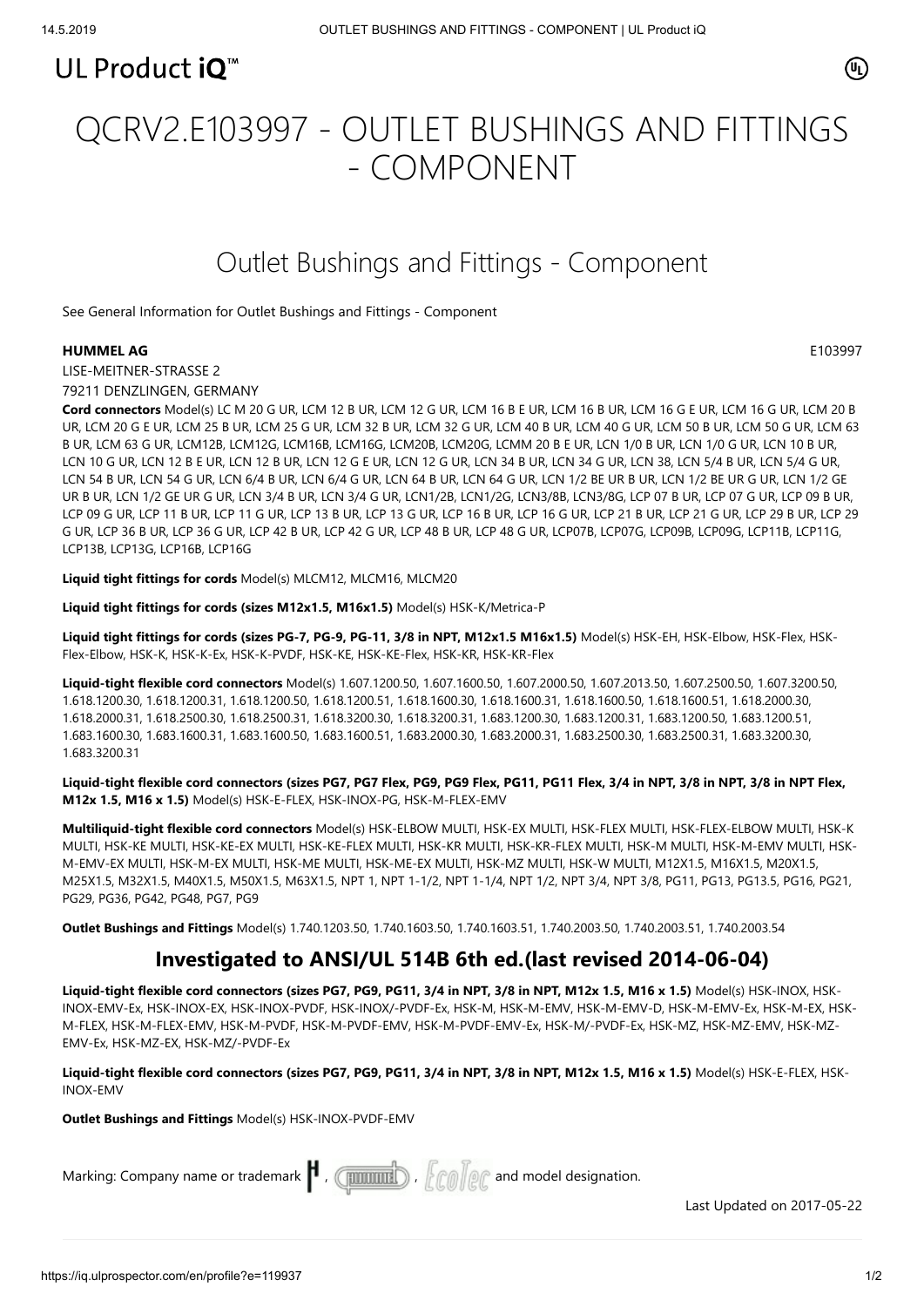UL Product iQ™

# QCRV2.E103997 - OUTLET BUSHINGS AND FITTINGS - COMPONENT

## Outlet Bushings and Fittings - Component

See General Information for Outlet Bushings and Fittings - Component

**HUMMEL AG** E103997

LISE-MEITNER-STRASSE 2

79211 DENZLINGEN, GERMANY

**Cord connectors** Model(s) LC M 20 G UR, LCM 12 B UR, LCM 12 G UR, LCM 16 B E UR, LCM 16 B UR, LCM 16 G E UR, LCM 16 G UR, LCM 20 B UR, LCM 20 G E UR, LCM 25 B UR, LCM 25 G UR, LCM 32 B UR, LCM 32 G UR, LCM 40 B UR, LCM 40 G UR, LCM 50 B UR, LCM 50 G UR, LCM 63 B UR, LCM 63 G UR, LCM12B, LCM12G, LCM16B, LCM16G, LCM20B, LCM20G, LCMM 20 B E UR, LCN 1/0 B UR, LCN 1/0 G UR, LCN 10 B UR, LCN 10 G UR, LCN 12 B E UR, LCN 12 B UR, LCN 12 G E UR, LCN 12 G UR, LCN 34 B UR, LCN 34 G UR, LCN 38, LCN 5/4 B UR, LCN 5/4 G UR, LCN 54 B UR, LCN 54 G UR, LCN 6/4 B UR, LCN 6/4 G UR, LCN 64 B UR, LCN 64 G UR, LCN 1/2 BE UR B UR, LCN 1/2 BE UR G UR, LCN 1/2 GE UR B UR, LCN 1/2 GE UR G UR, LCN 3/4 B UR, LCN 3/4 G UR, LCN1/2B, LCN1/2G, LCN3/8B, LCN3/8G, LCP 07 B UR, LCP 07 G UR, LCP 09 B UR, LCP 09 G UR, LCP 11 B UR, LCP 11 G UR, LCP 13 B UR, LCP 13 G UR, LCP 16 B UR, LCP 16 G UR, LCP 21 B UR, LCP 21 G UR, LCP 29 B UR, LCP 29 G UR, LCP 36 B UR, LCP 36 G UR, LCP 42 B UR, LCP 42 G UR, LCP 48 B UR, LCP 48 G UR, LCP07B, LCP07G, LCP09B, LCP09G, LCP11B, LCP11G, LCP13B, LCP13G, LCP16B, LCP16G

**Liquid tight fittings for cords** Model(s) MLCM12, MLCM16, MLCM20

**Liquid tight fittings for cords (sizes M12x1.5, M16x1.5)** Model(s) HSK-K/Metrica-P

**Liquid tight fittings for cords (sizes PG-7, PG-9, PG-11, 3/8 in NPT, M12x1.5 M16x1.5)** Model(s) HSK-EH, HSK-Elbow, HSK-Flex, HSK-Flex-Elbow, HSK-K, HSK-K-Ex, HSK-K-PVDF, HSK-KE, HSK-KE-Flex, HSK-KR, HSK-KR-Flex

**Liquid-tight flexible cord connectors** Model(s) 1.607.1200.50, 1.607.1600.50, 1.607.2000.50, 1.607.2013.50, 1.607.2500.50, 1.607.3200.50, 1.618.1200.30, 1.618.1200.31, 1.618.1200.50, 1.618.1200.51, 1.618.1600.30, 1.618.1600.31, 1.618.1600.50, 1.618.1600.51, 1.618.2000.30, 1.618.2000.31, 1.618.2500.30, 1.618.2500.31, 1.618.3200.30, 1.618.3200.31, 1.683.1200.30, 1.683.1200.31, 1.683.1200.50, 1.683.1200.51, 1.683.1600.30, 1.683.1600.31, 1.683.1600.50, 1.683.1600.51, 1.683.2000.30, 1.683.2000.31, 1.683.2500.30, 1.683.2500.31, 1.683.3200.30, 1.683.3200.31

**Liquid-tight flexible cord connectors (sizes PG7, PG7 Flex, PG9, PG9 Flex, PG11, PG11 Flex, 3/4 in NPT, 3/8 in NPT, 3/8 in NPT Flex, M12x 1.5, M16 x 1.5)** Model(s) HSK-E-FLEX, HSK-INOX-PG, HSK-M-FLEX-EMV

**Multiliquid-tight flexible cord connectors** Model(s) HSK-ELBOW MULTI, HSK-EX MULTI, HSK-FLEX MULTI, HSK-FLEX-ELBOW MULTI, HSK-K MULTI, HSK-KE MULTI, HSK-KE-EX MULTI, HSK-KE-FLEX MULTI, HSK-KR MULTI, HSK-KR-FLEX MULTI, HSK-M MULTI, HSK-M-EMV MULTI, HSK-M-EMV-EX MULTI, HSK-M-EX MULTI, HSK-ME MULTI, HSK-ME-EX MULTI, HSK-MZ MULTI, HSK-W MULTI, M12X1.5, M16X1.5, M20X1.5, M25X1.5, M32X1.5, M40X1.5, M50X1.5, M63X1.5, NPT 1, NPT 1-1/2, NPT 1-1/4, NPT 1/2, NPT 3/4, NPT 3/8, PG11, PG13, PG13.5, PG16, PG21, PG29, PG36, PG42, PG48, PG7, PG9

**Outlet Bushings and Fittings** Model(s) 1.740.1203.50, 1.740.1603.50, 1.740.1603.51, 1.740.2003.50, 1.740.2003.51, 1.740.2003.54

### Investigated to ANSI/UL 514B 6th ed.(last revised 2014-06-04)

**Liquid-tight flexible cord connectors (sizes PG7, PG9, PG11, 3/4 in NPT, 3/8 in NPT, M12x 1.5, M16 x 1.5)** Model(s) HSK-INOX, HSK-INOX-EMV-Ex, HSK-INOX-EX, HSK-INOX-PVDF, HSK-INOX/-PVDF-Ex, HSK-M, HSK-M-EMV, HSK-M-EMV-D, HSK-M-EMV-Ex, HSK-M-EX, HSK-M-EMV-EX, HSK-M-FLEX, HSK-M-FLEX-EMV, HSK-M-PVDF, HSK-M-PVDF-EMV, HSK-M-PVDF-EMV-Ex, HSK-M/-PVDF-Ex, HSK-MZ, HSK-MZ-EMV, HSK-MZ-EMV-Ex, HSK-MZ-EX, HSK-MZ/-PVDF-Ex

**Liquid-tight flexible cord connectors (sizes PG7, PG9, PG11, 3/4 in NPT, 3/8 in NPT, M12x 1.5, M16 x 1.5)** Model(s) HSK-E-FLEX, HSK-INOX-EMV

**Outlet Bushings and Fittings** Model(s) HSK-INOX-PVDF-EMV

Marking: Company name or trademark, , EcoTec and model designation.

Last Updated on 2017-05-22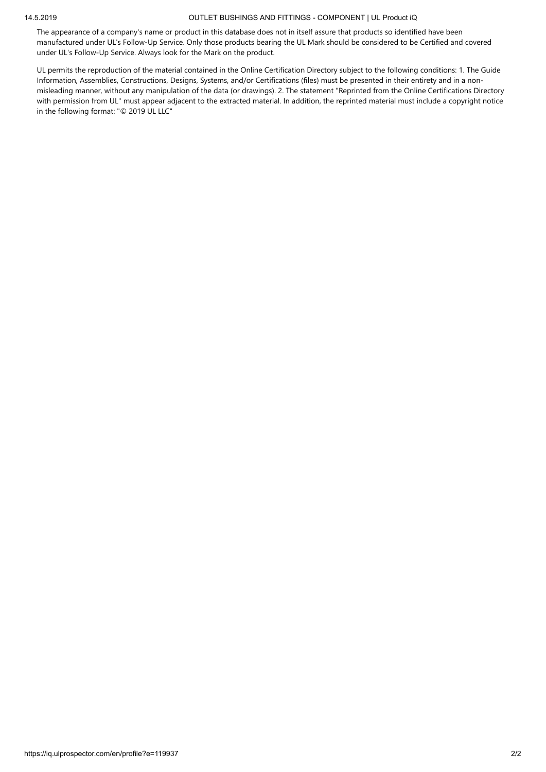The appearance of a company's name or product in this database does not in itself assure that products so identified have been manufactured under UL's Follow-Up Service. Only those products bearing the UL Mark should be considered to be Certified and covered under UL's Follow-Up Service. Always look for the Mark on the product.

UL permits the reproduction of the material contained in the Online Certification Directory subject to the following conditions: 1. The Guide Information, Assemblies, Constructions, Designs, Systems, and/or Certifications (files) must be presented in their entirety and in a non-misleading manner, without any manipulation of the data (or drawings). 2. The statement "Reprinted from the Online Certifications Directory with permission from UL" must appear adjacent to the extracted material. In addition, the reprinted material must include a copyright notice in the following format: "© 2019 UL LLC"